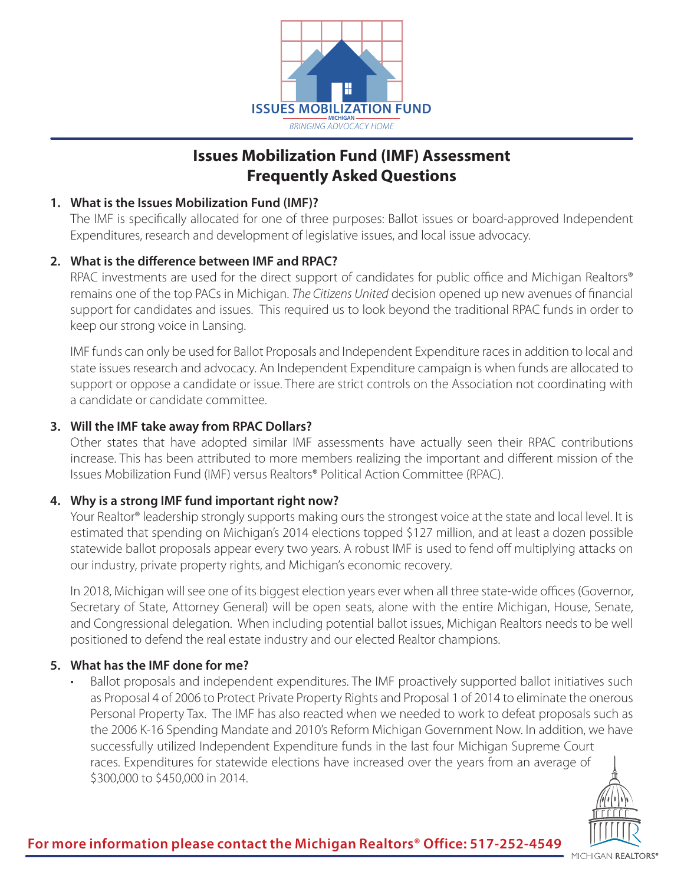ISSUES MOBILIZATION FUND

MICHIGAN

*BRINGING ADVOCACY HOME*

# Issues Mobilization Fund (IMF) Assessment Frequently Asked Questions

**1. What is the Issues Mobilization Fund (IMF)?**

The IMF is specifically allocated for one of three purposes: Ballot issues or board-approved Independent Expenditures, research and development of legislative issues, and local issue advocacy.

**2. What is the difference between IMF and RPAC?**

RPAC investments are used for the direct support of candidates for public office and Michigan Realtors® remains one of the top PACs in Michigan. *The Citizens United* decision opened up new avenues of financial support for candidates and issues. This required us to look beyond the traditional RPAC funds in order to keep our strong voice in Lansing.

IMF funds can only be used for Ballot Proposals and Independent Expenditure races in addition to local and state issues research and advocacy. An Independent Expenditure campaign is when funds are allocated to support or oppose a candidate or issue. There are strict controls on the Association not coordinating with a candidate or candidate committee.

**3. Will the IMF take away from RPAC Dollars?**

Other states that have adopted similar IMF assessments have actually seen their RPAC contributions increase. This has been attributed to more members realizing the important and different mission of the Issues Mobilization Fund (IMF) versus Realtors® Political Action Committee (RPAC).

**4. Why is a strong IMF fund important right now?**

Your Realtor® leadership strongly supports making ours the strongest voice at the state and local level. It is estimated that spending on Michigan's 2014 elections topped $127 million, and at least a dozen possible statewide ballot proposals appear every two years. A robust IMF is used to fend off multiplying attacks on our industry, private property rights, and Michigan's economic recovery.

In 2018, Michigan will see one of its biggest election years ever when all three state-wide offices (Governor, Secretary of State, Attorney General) will be open seats, alone with the entire Michigan, House, Senate, and Congressional delegation. When including potential ballot issues, Michigan Realtors needs to be well positioned to defend the real estate industry and our elected Realtor champions.

**5. What has the IMF done for me?**

- Ballot proposals and independent expenditures. The IMF proactively supported ballot initiatives such as Proposal 4 of 2006 to Protect Private Property Rights and Proposal 1 of 2014 to eliminate the onerous Personal Property Tax. The IMF has also reacted when we needed to work to defeat proposals such as the 2006 K-16 Spending Mandate and 2010's Reform Michigan Government Now. In addition, we have successfully utilized Independent Expenditure funds in the last four Michigan Supreme Court races. Expenditures for statewide elections have increased over the years from an average of $300,000 to $450,000 in 2014.

**For more information please contact the Michigan Realtors® Office: 517-252-4549**

MICHIGAN REALTORS®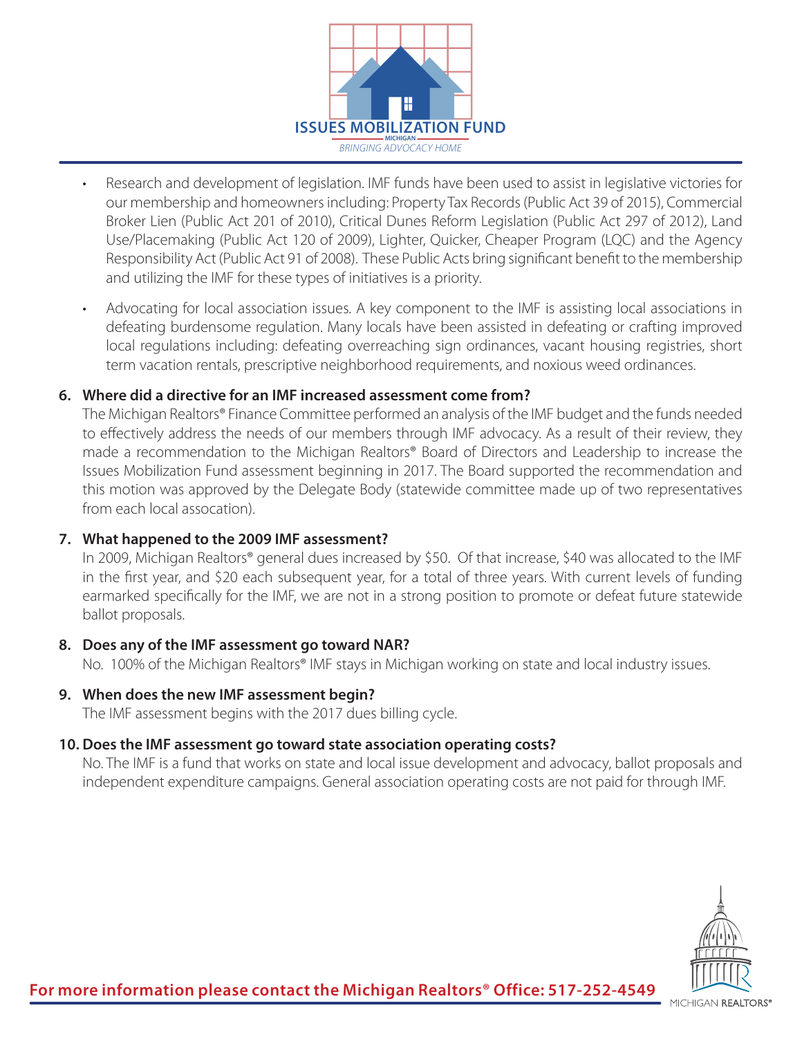# ISSUES MOBILIZATION FUND

MICHIGAN

*BRINGING ADVOCACY HOME*

- Research and development of legislation. IMF funds have been used to assist in legislative victories for our membership and homeowners including: Property Tax Records (Public Act 39 of 2015), Commercial Broker Lien (Public Act 201 of 2010), Critical Dunes Reform Legislation (Public Act 297 of 2012), Land Use/Placemaking (Public Act 120 of 2009), Lighter, Quicker, Cheaper Program (LQC) and the Agency Responsibility Act (Public Act 91 of 2008). These Public Acts bring significant benefit to the membership and utilizing the IMF for these types of initiatives is a priority.
- Advocating for local association issues. A key component to the IMF is assisting local associations in defeating burdensome regulation. Many locals have been assisted in defeating or crafting improved local regulations including: defeating overreaching sign ordinances, vacant housing registries, short term vacation rentals, prescriptive neighborhood requirements, and noxious weed ordinances.

**6. Where did a directive for an IMF increased assessment come from?**

The Michigan Realtors® Finance Committee performed an analysis of the IMF budget and the funds needed to effectively address the needs of our members through IMF advocacy. As a result of their review, they made a recommendation to the Michigan Realtors® Board of Directors and Leadership to increase the Issues Mobilization Fund assessment beginning in 2017. The Board supported the recommendation and this motion was approved by the Delegate Body (statewide committee made up of two representatives from each local assocation).

**7. What happened to the 2009 IMF assessment?**

In 2009, Michigan Realtors® general dues increased by $50. Of that increase, $40 was allocated to the IMF in the first year, and $20 each subsequent year, for a total of three years. With current levels of funding earmarked specifically for the IMF, we are not in a strong position to promote or defeat future statewide ballot proposals.

**8. Does any of the IMF assessment go toward NAR?**

No. 100% of the Michigan Realtors® IMF stays in Michigan working on state and local industry issues.

**9. When does the new IMF assessment begin?**

The IMF assessment begins with the 2017 dues billing cycle.

**10. Does the IMF assessment go toward state association operating costs?**

No. The IMF is a fund that works on state and local issue development and advocacy, ballot proposals and independent expenditure campaigns. General association operating costs are not paid for through IMF.

**For more information please contact the Michigan Realtors® Office: 517-252-4549**

MICHIGAN REALTORS®